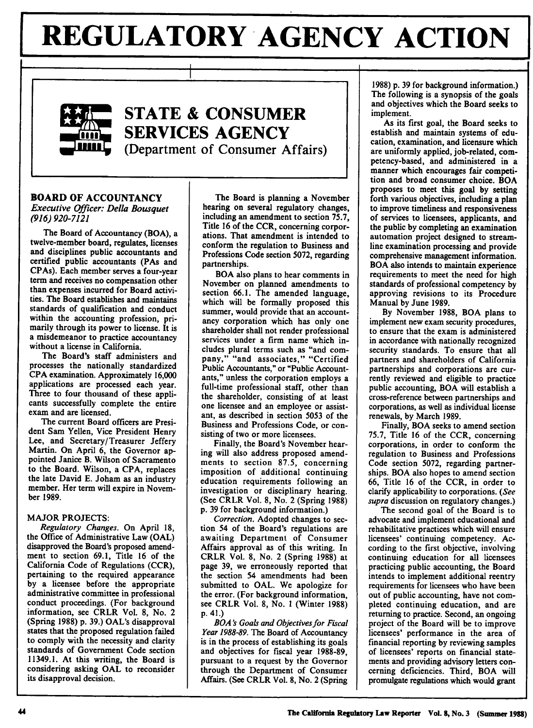# REGULATORY AGENCY ACTION

## STATE & CONSUMER SERVICES AGENCY

(Department of Consumer Affairs)

### BOARD OF ACCOUNTANCY

*Executive Officer: Della Bousquet*
*(916) 920-7121*

The Board of Accountancy (BOA), a twelve-member board, regulates, licenses and disciplines public accountants and certified public accountants (PAs and CPAs). Each member serves a four-year term and receives no compensation other than expenses incurred for Board activities. The Board establishes and maintains standards of qualification and conduct within the accounting profession, primarily through its power to license. It is a misdemeanor to practice accountancy without a license in California.

The Board's staff administers and processes the nationally standardized CPA examination. Approximately 16,000 applications are processed each year. Three to four thousand of these applicants successfully complete the entire exam and are licensed.

The current Board officers are President Sam Yellen, Vice President Henry Lee, and Secretary/Treasurer Jeffery Martin. On April 6, the Governor appointed Janice B. Wilson of Sacramento to the Board. Wilson, a CPA, replaces the late David E. Joham as an industry member. Her term will expire in November 1989.

#### MAJOR PROJECTS:

*Regulatory Changes.* On April 18, the Office of Administrative Law (OAL) disapproved the Board's proposed amendment to section 69.1, Title 16 of the California Code of Regulations (CCR), pertaining to the required appearance by a licensee before the appropriate administrative committee in professional conduct proceedings. (For background information, see CRLR Vol. 8, No. 2 (Spring 1988) p. 39.) OAL's disapproval states that the proposed regulation failed to comply with the necessity and clarity standards of Government Code section 11349.1. At this writing, the Board is considering asking OAL to reconsider its disapproval decision.

The Board is planning a November hearing on several regulatory changes, including an amendment to section 75.7, Title 16 of the CCR, concerning corporations. That amendment is intended to conform the regulation to Business and Professions Code section 5072, regarding partnerships.

BOA also plans to hear comments in November on planned amendments to section 66.1. The amended language, which will be formally proposed this summer, would provide that an accountancy corporation which has only one shareholder shall not render professional services under a firm name which includes plural terms such as "and company," "and associates," "Certified Public Accountants," or "Public Accountants," unless the corporation employs a full-time professional staff, other than the shareholder, consisting of at least one licensee and an employee or assistant, as described in section 5053 of the Business and Professions Code, or consisting of two or more licensees.

Finally, the Board's November hearing will also address proposed amendments to section 87.5, concerning imposition of additional continuing education requirements following an investigation or disciplinary hearing. (See CRLR Vol. 8, No. 2 (Spring 1988) p. 39 for background information.)

*Correction.* Adopted changes to section 54 of the Board's regulations are awaiting Department of Consumer Affairs approval as of this writing. In CRLR Vol. 8, No. 2 (Spring 1988) at page 39, we erroneously reported that the section 54 amendments had been submitted to OAL. We apologize for the error. (For background information, see CRLR Vol. 8, No. 1 (Winter 1988) p. 41.)

*BOA's Goals and Objectives for Fiscal Year 1988-89.* The Board of Accountancy is in the process of establishing its goals and objectives for fiscal year 1988-89, pursuant to a request by the Governor through the Department of Consumer Affairs. (See CRLR Vol. 8, No. 2 (Spring 1988) p. 39 for background information.) The following is a synopsis of the goals and objectives which the Board seeks to implement.

As its first goal, the Board seeks to establish and maintain systems of education, examination, and licensure which are uniformly applied, job-related, competency-based, and administered in a manner which encourages fair competition and broad consumer choice. BOA proposes to meet this goal by setting forth various objectives, including a plan to improve timeliness and responsiveness of services to licensees, applicants, and the public by completing an examination automation project designed to streamline examination processing and provide comprehensive management information. BOA also intends to maintain experience requirements to meet the need for high standards of professional competency by approving revisions to its Procedure Manual by June 1989.

By November 1988, BOA plans to implement new exam security procedures, to ensure that the exam is administered in accordance with nationally recognized security standards. To ensure that all partners and shareholders of California partnerships and corporations are currently reviewed and eligible to practice public accounting, BOA will establish a cross-reference between partnerships and corporations, as well as individual license renewals, by March 1989.

Finally, BOA seeks to amend section 75.7, Title 16 of the CCR, concerning corporations, in order to conform the regulation to Business and Professions Code section 5072, regarding partnerships. BOA also hopes to amend section 66, Title 16 of the CCR, in order to clarify applicability to corporations. (*See supra* discussion on regulatory changes.)

The second goal of the Board is to advocate and implement educational and rehabilitative practices which will ensure licensees' continuing competency. According to the first objective, involving continuing education for all licensees practicing public accounting, the Board intends to implement additional reentry requirements for licensees who have been out of public accounting, have not completed continuing education, and are returning to practice. Second, an ongoing project of the Board will be to improve licensees' performance in the area of financial reporting by reviewing samples of licensees' reports on financial statements and providing advisory letters concerning deficiencies. Third, BOA will promulgate regulations which would grant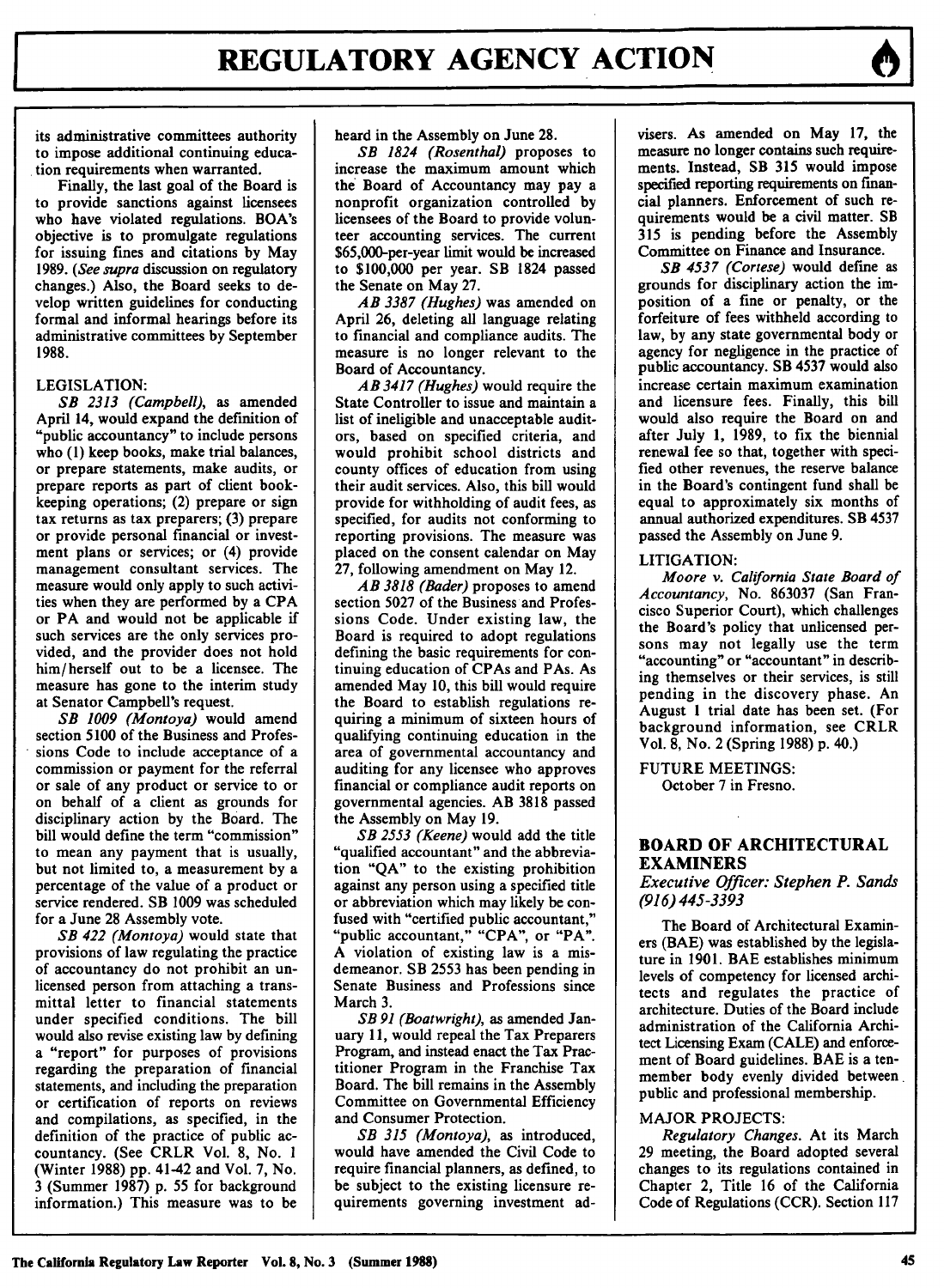its administrative committees authority to impose additional continuing education requirements when warranted.

Finally, the last goal of the Board is to provide sanctions against licensees who have violated regulations. BOA's objective is to promulgate regulations for issuing fines and citations by May 1989. (*See supra* discussion on regulatory changes.) Also, the Board seeks to develop written guidelines for conducting formal and informal hearings before its administrative committees by September 1988.

LEGISLATION:

*SB 2313 (Campbell)*, as amended April 14, would expand the definition of "public accountancy" to include persons who (1) keep books, make trial balances, or prepare statements, make audits, or prepare reports as part of client bookkeeping operations; (2) prepare or sign tax returns as tax preparers; (3) prepare or provide personal financial or investment plans or services; or (4) provide management consultant services. The measure would only apply to such activities when they are performed by a CPA or PA and would not be applicable if such services are the only services provided, and the provider does not hold him/herself out to be a licensee. The measure has gone to the interim study at Senator Campbell's request.

*SB 1009 (Montoya)* would amend section 5100 of the Business and Professions Code to include acceptance of a commission or payment for the referral or sale of any product or service to or on behalf of a client as grounds for disciplinary action by the Board. The bill would define the term "commission" to mean any payment that is usually, but not limited to, a measurement by a percentage of the value of a product or service rendered. SB 1009 was scheduled for a June 28 Assembly vote.

*SB 422 (Montoya)* would state that provisions of law regulating the practice of accountancy do not prohibit an unlicensed person from attaching a transmittal letter to financial statements under specified conditions. The bill would also revise existing law by defining a "report" for purposes of provisions regarding the preparation of financial statements, and including the preparation or certification of reports on reviews and compilations, as specified, in the definition of the practice of public accountancy. (See CRLR Vol. 8, No. 1 (Winter 1988) pp. 41-42 and Vol. 7, No. 3 (Summer 1987) p. 55 for background information.) This measure was to be heard in the Assembly on June 28.

*SB 1824 (Rosenthal)* proposes to increase the maximum amount which the Board of Accountancy may pay a nonprofit organization controlled by licensees of the Board to provide volunteer accounting services. The current $65,000-per-year limit would be increased to $100,000 per year. SB 1824 passed the Senate on May 27.

*AB 3387 (Hughes)* was amended on April 26, deleting all language relating to financial and compliance audits. The measure is no longer relevant to the Board of Accountancy.

*AB 3417 (Hughes)* would require the State Controller to issue and maintain a list of ineligible and unacceptable auditors, based on specified criteria, and would prohibit school districts and county offices of education from using their audit services. Also, this bill would provide for withholding of audit fees, as specified, for audits not conforming to reporting provisions. The measure was placed on the consent calendar on May 27, following amendment on May 12.

*AB 3818 (Bader)* proposes to amend section 5027 of the Business and Professions Code. Under existing law, the Board is required to adopt regulations defining the basic requirements for continuing education of CPAs and PAs. As amended May 10, this bill would require the Board to establish regulations requiring a minimum of sixteen hours of qualifying continuing education in the area of governmental accountancy and auditing for any licensee who approves financial or compliance audit reports on governmental agencies. AB 3818 passed the Assembly on May 19.

*SB 2553 (Keene)* would add the title "qualified accountant" and the abbreviation "QA" to the existing prohibition against any person using a specified title or abbreviation which may likely be confused with "certified public accountant," "public accountant," "CPA", or "PA". A violation of existing law is a misdemeanor. SB 2553 has been pending in Senate Business and Professions since March 3.

*SB 91 (Boatwright)*, as amended January 11, would repeal the Tax Preparers Program, and instead enact the Tax Practitioner Program in the Franchise Tax Board. The bill remains in the Assembly Committee on Governmental Efficiency and Consumer Protection.

*SB 315 (Montoya)*, as introduced, would have amended the Civil Code to require financial planners, as defined, to be subject to the existing licensure requirements governing investment advisers. As amended on May 17, the measure no longer contains such requirements. Instead, SB 315 would impose specified reporting requirements on financial planners. Enforcement of such requirements would be a civil matter. SB 315 is pending before the Assembly Committee on Finance and Insurance.

*SB 4537 (Cortese)* would define as grounds for disciplinary action the imposition of a fine or penalty, or the forfeiture of fees withheld according to law, by any state governmental body or agency for negligence in the practice of public accountancy. SB 4537 would also increase certain maximum examination and licensure fees. Finally, this bill would also require the Board on and after July 1, 1989, to fix the biennial renewal fee so that, together with specified other revenues, the reserve balance in the Board's contingent fund shall be equal to approximately six months of annual authorized expenditures. SB 4537 passed the Assembly on June 9.

LITIGATION:

*Moore v. California State Board of Accountancy*, No. 863037 (San Francisco Superior Court), which challenges the Board's policy that unlicensed persons may not legally use the term "accounting" or "accountant" in describing themselves or their services, is still pending in the discovery phase. An August 1 trial date has been set. (For background information, see CRLR Vol. 8, No. 2 (Spring 1988) p. 40.)

FUTURE MEETINGS:

October 7 in Fresno.

## BOARD OF ARCHITECTURAL EXAMINERS

*Executive Officer: Stephen P. Sands (916) 445-3393*

The Board of Architectural Examiners (BAE) was established by the legislature in 1901. BAE establishes minimum levels of competency for licensed architects and regulates the practice of architecture. Duties of the Board include administration of the California Architect Licensing Exam (CALE) and enforcement of Board guidelines. BAE is a ten-member body evenly divided between public and professional membership.

MAJOR PROJECTS:

*Regulatory Changes.* At its March 29 meeting, the Board adopted several changes to its regulations contained in Chapter 2, Title 16 of the California Code of Regulations (CCR). Section 117